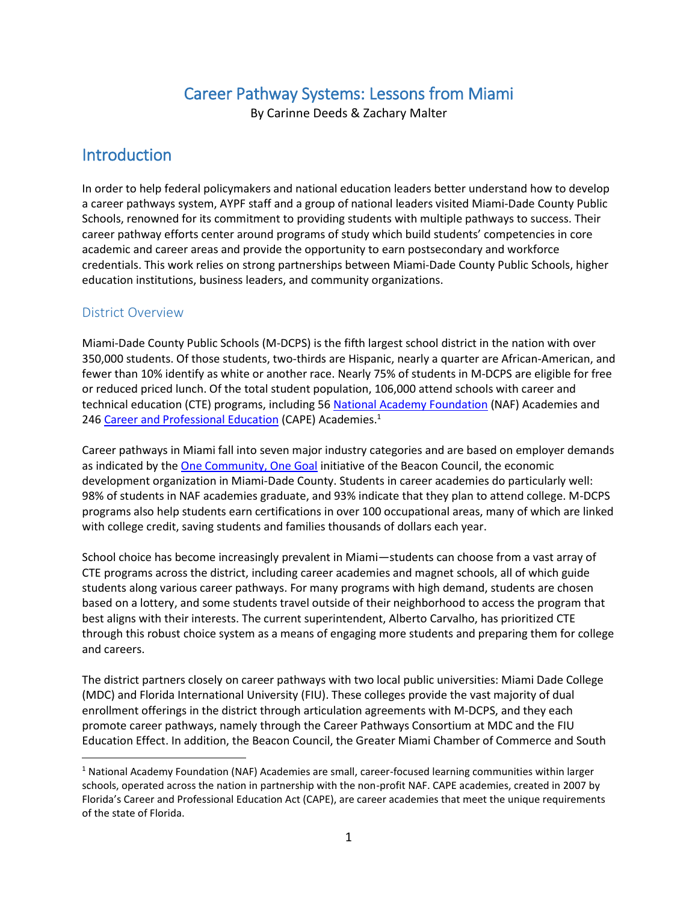# Career Pathway Systems: Lessons from Miami

By Carinne Deeds & Zachary Malter

## Introduction

In order to help federal policymakers and national education leaders better understand how to develop a career pathways system, AYPF staff and a group of national leaders visited Miami-Dade County Public Schools, renowned for its commitment to providing students with multiple pathways to success. Their career pathway efforts center around programs of study which build students' competencies in core academic and career areas and provide the opportunity to earn postsecondary and workforce credentials. This work relies on strong partnerships between Miami-Dade County Public Schools, higher education institutions, business leaders, and community organizations.

### District Overview

Miami-Dade County Public Schools (M-DCPS) is the fifth largest school district in the nation with over 350,000 students. Of those students, two-thirds are Hispanic, nearly a quarter are African-American, and fewer than 10% identify as white or another race. Nearly 75% of students in M-DCPS are eligible for free or reduced priced lunch. Of the total student population, 106,000 attend schools with career and technical education (CTE) programs, including 56 National Academy Foundation (NAF) Academies and 246 Career and Professional Education (CAPE) Academies.[1]

Career pathways in Miami fall into seven major industry categories and are based on employer demands as indicated by the One Community, One Goal initiative of the Beacon Council, the economic development organization in Miami-Dade County. Students in career academies do particularly well: 98% of students in NAF academies graduate, and 93% indicate that they plan to attend college. M-DCPS programs also help students earn certifications in over 100 occupational areas, many of which are linked with college credit, saving students and families thousands of dollars each year.

School choice has become increasingly prevalent in Miami—students can choose from a vast array of CTE programs across the district, including career academies and magnet schools, all of which guide students along various career pathways. For many programs with high demand, students are chosen based on a lottery, and some students travel outside of their neighborhood to access the program that best aligns with their interests. The current superintendent, Alberto Carvalho, has prioritized CTE through this robust choice system as a means of engaging more students and preparing them for college and careers.

The district partners closely on career pathways with two local public universities: Miami Dade College (MDC) and Florida International University (FIU). These colleges provide the vast majority of dual enrollment offerings in the district through articulation agreements with M-DCPS, and they each promote career pathways, namely through the Career Pathways Consortium at MDC and the FIU Education Effect. In addition, the Beacon Council, the Greater Miami Chamber of Commerce and South

---

[1] National Academy Foundation (NAF) Academies are small, career-focused learning communities within larger schools, operated across the nation in partnership with the non-profit NAF. CAPE academies, created in 2007 by Florida's Career and Professional Education Act (CAPE), are career academies that meet the unique requirements of the state of Florida.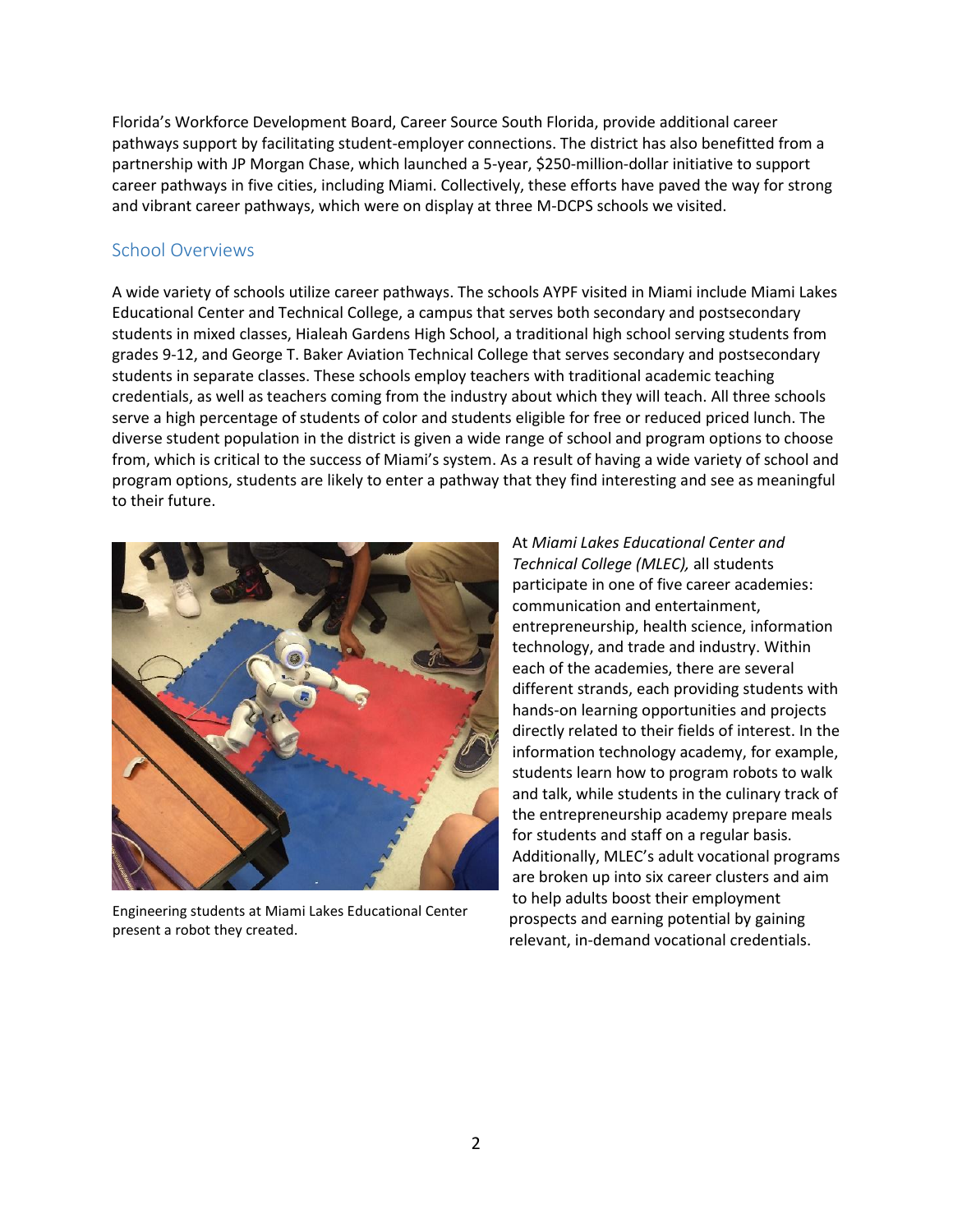Florida's Workforce Development Board, Career Source South Florida, provide additional career pathways support by facilitating student-employer connections. The district has also benefitted from a partnership with JP Morgan Chase, which launched a 5-year, $250-million-dollar initiative to support career pathways in five cities, including Miami. Collectively, these efforts have paved the way for strong and vibrant career pathways, which were on display at three M-DCPS schools we visited.

## School Overviews

A wide variety of schools utilize career pathways. The schools AYPF visited in Miami include Miami Lakes Educational Center and Technical College, a campus that serves both secondary and postsecondary students in mixed classes, Hialeah Gardens High School, a traditional high school serving students from grades 9-12, and George T. Baker Aviation Technical College that serves secondary and postsecondary students in separate classes. These schools employ teachers with traditional academic teaching credentials, as well as teachers coming from the industry about which they will teach. All three schools serve a high percentage of students of color and students eligible for free or reduced priced lunch. The diverse student population in the district is given a wide range of school and program options to choose from, which is critical to the success of Miami's system. As a result of having a wide variety of school and program options, students are likely to enter a pathway that they find interesting and see as meaningful to their future.

Engineering students at Miami Lakes Educational Center present a robot they created.

At *Miami Lakes Educational Center and Technical College (MLEC),* all students participate in one of five career academies: communication and entertainment, entrepreneurship, health science, information technology, and trade and industry. Within each of the academies, there are several different strands, each providing students with hands-on learning opportunities and projects directly related to their fields of interest. In the information technology academy, for example, students learn how to program robots to walk and talk, while students in the culinary track of the entrepreneurship academy prepare meals for students and staff on a regular basis. Additionally, MLEC's adult vocational programs are broken up into six career clusters and aim to help adults boost their employment prospects and earning potential by gaining relevant, in-demand vocational credentials.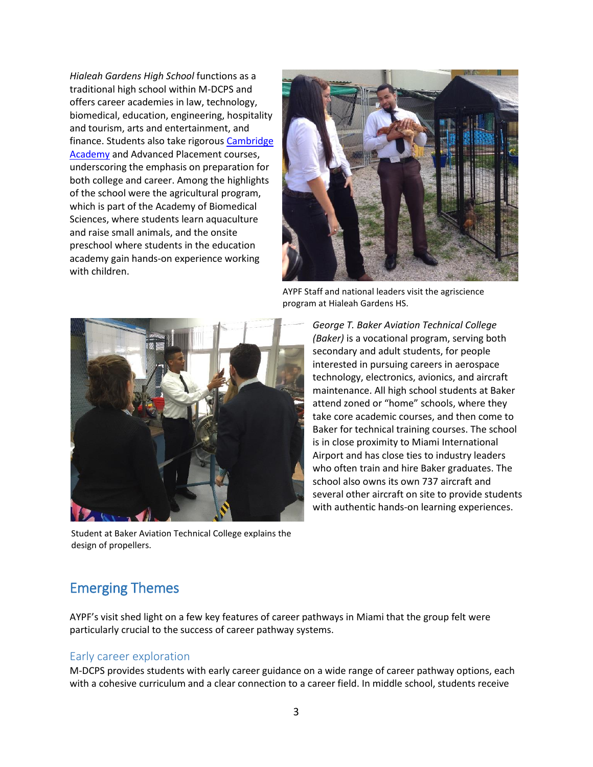*Hialeah Gardens High School* functions as a traditional high school within M-DCPS and offers career academies in law, technology, biomedical, education, engineering, hospitality and tourism, arts and entertainment, and finance. Students also take rigorous [Cambridge Academy] and Advanced Placement courses, underscoring the emphasis on preparation for both college and career. Among the highlights of the school were the agricultural program, which is part of the Academy of Biomedical Sciences, where students learn aquaculture and raise small animals, and the onsite preschool where students in the education academy gain hands-on experience working with children.

AYPF Staff and national leaders visit the agriscience program at Hialeah Gardens HS.

*George T. Baker Aviation Technical College (Baker)* is a vocational program, serving both secondary and adult students, for people interested in pursuing careers in aerospace technology, electronics, avionics, and aircraft maintenance. All high school students at Baker attend zoned or "home" schools, where they take core academic courses, and then come to Baker for technical training courses. The school is in close proximity to Miami International Airport and has close ties to industry leaders who often train and hire Baker graduates. The school also owns its own 737 aircraft and several other aircraft on site to provide students with authentic hands-on learning experiences.

Student at Baker Aviation Technical College explains the design of propellers.

## Emerging Themes

AYPF's visit shed light on a few key features of career pathways in Miami that the group felt were particularly crucial to the success of career pathway systems.

### Early career exploration

M-DCPS provides students with early career guidance on a wide range of career pathway options, each with a cohesive curriculum and a clear connection to a career field. In middle school, students receive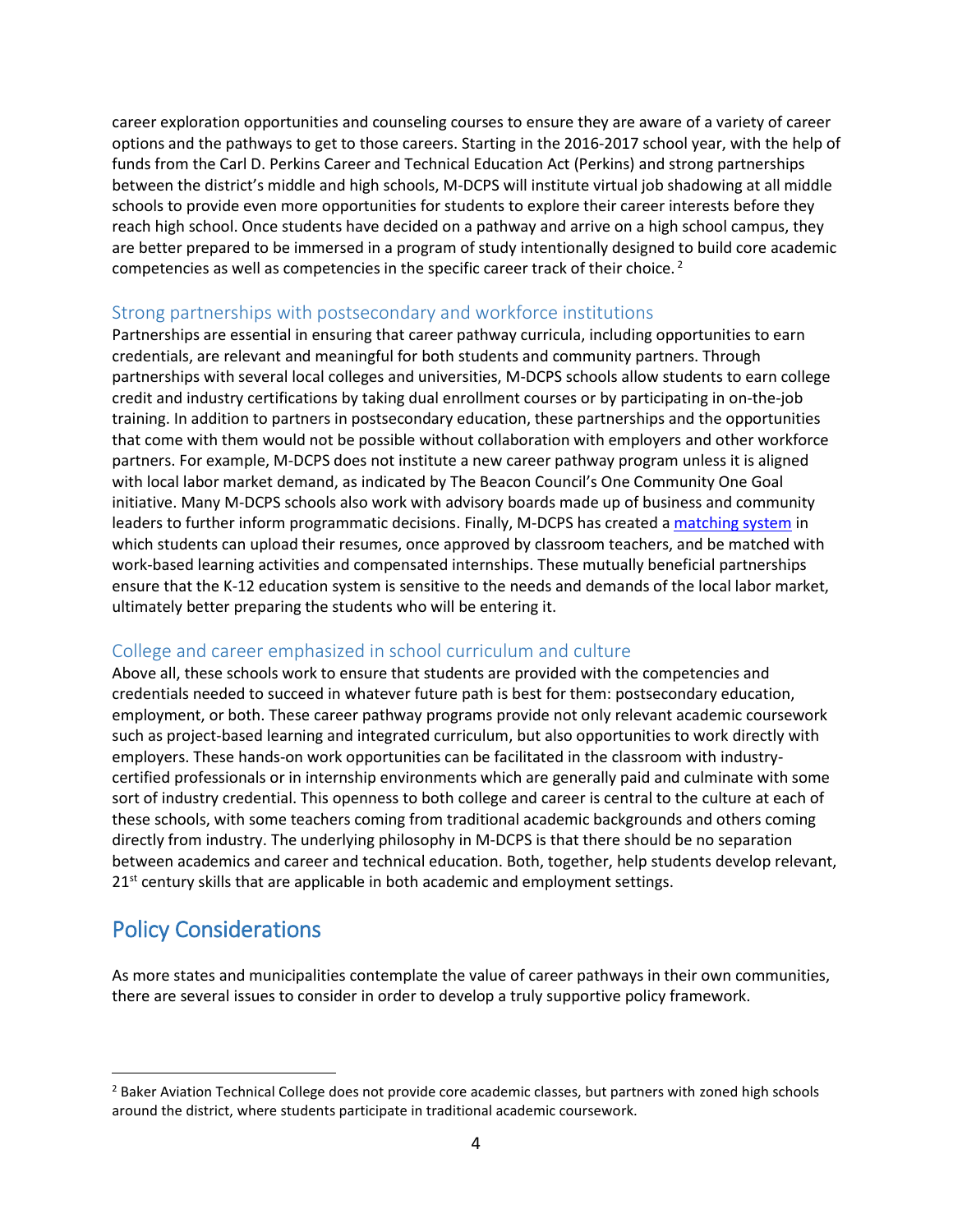career exploration opportunities and counseling courses to ensure they are aware of a variety of career options and the pathways to get to those careers. Starting in the 2016-2017 school year, with the help of funds from the Carl D. Perkins Career and Technical Education Act (Perkins) and strong partnerships between the district's middle and high schools, M-DCPS will institute virtual job shadowing at all middle schools to provide even more opportunities for students to explore their career interests before they reach high school. Once students have decided on a pathway and arrive on a high school campus, they are better prepared to be immersed in a program of study intentionally designed to build core academic competencies as well as competencies in the specific career track of their choice. [2]

### Strong partnerships with postsecondary and workforce institutions

Partnerships are essential in ensuring that career pathway curricula, including opportunities to earn credentials, are relevant and meaningful for both students and community partners. Through partnerships with several local colleges and universities, M-DCPS schools allow students to earn college credit and industry certifications by taking dual enrollment courses or by participating in on-the-job training. In addition to partners in postsecondary education, these partnerships and the opportunities that come with them would not be possible without collaboration with employers and other workforce partners. For example, M-DCPS does not institute a new career pathway program unless it is aligned with local labor market demand, as indicated by The Beacon Council's One Community One Goal initiative. Many M-DCPS schools also work with advisory boards made up of business and community leaders to further inform programmatic decisions. Finally, M-DCPS has created a matching system in which students can upload their resumes, once approved by classroom teachers, and be matched with work-based learning activities and compensated internships. These mutually beneficial partnerships ensure that the K-12 education system is sensitive to the needs and demands of the local labor market, ultimately better preparing the students who will be entering it.

### College and career emphasized in school curriculum and culture

Above all, these schools work to ensure that students are provided with the competencies and credentials needed to succeed in whatever future path is best for them: postsecondary education, employment, or both. These career pathway programs provide not only relevant academic coursework such as project-based learning and integrated curriculum, but also opportunities to work directly with employers. These hands-on work opportunities can be facilitated in the classroom with industry-certified professionals or in internship environments which are generally paid and culminate with some sort of industry credential. This openness to both college and career is central to the culture at each of these schools, with some teachers coming from traditional academic backgrounds and others coming directly from industry. The underlying philosophy in M-DCPS is that there should be no separation between academics and career and technical education. Both, together, help students develop relevant, 21st century skills that are applicable in both academic and employment settings.

## Policy Considerations

As more states and municipalities contemplate the value of career pathways in their own communities, there are several issues to consider in order to develop a truly supportive policy framework.

---

[2] Baker Aviation Technical College does not provide core academic classes, but partners with zoned high schools around the district, where students participate in traditional academic coursework.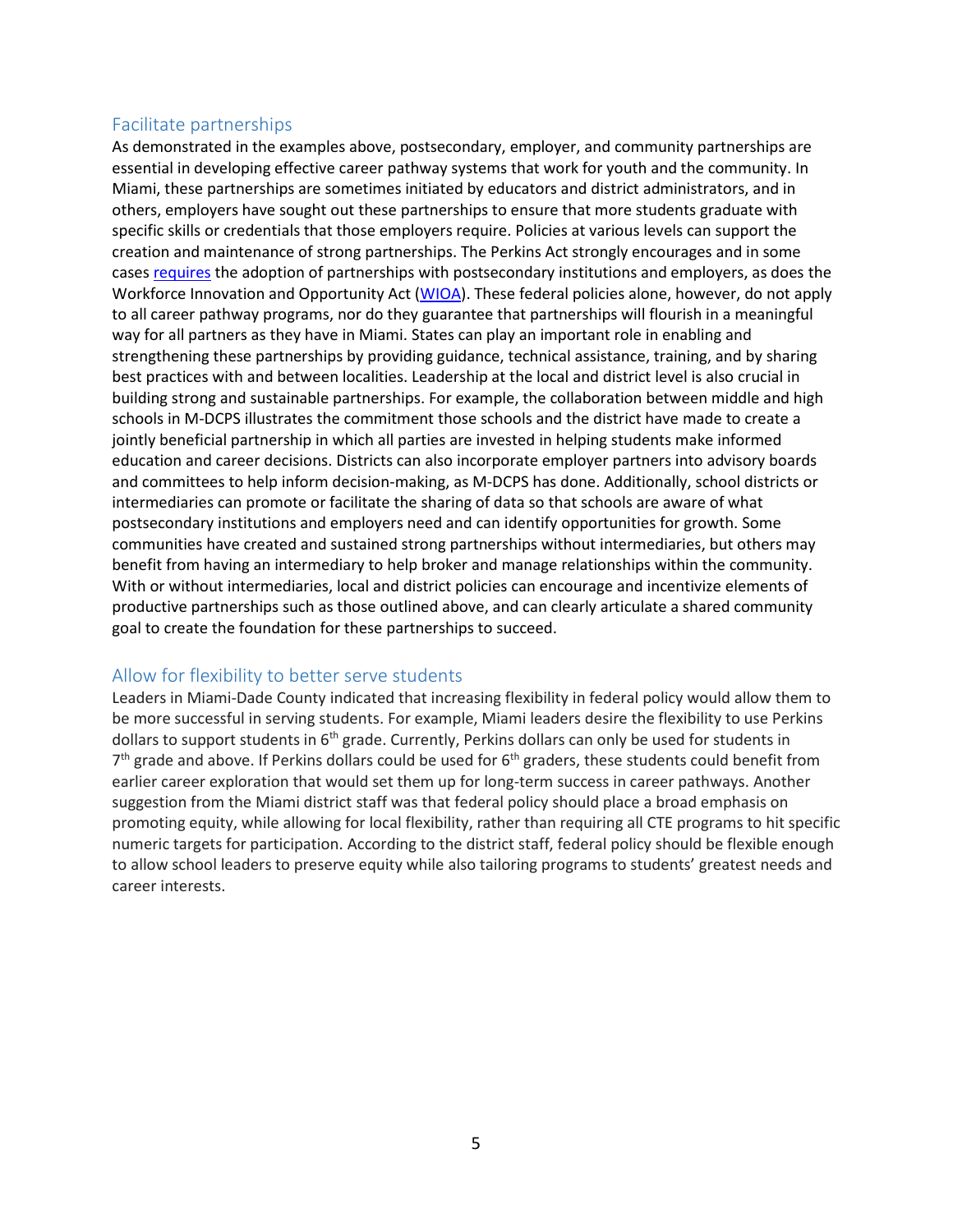## Facilitate partnerships

As demonstrated in the examples above, postsecondary, employer, and community partnerships are essential in developing effective career pathway systems that work for youth and the community. In Miami, these partnerships are sometimes initiated by educators and district administrators, and in others, employers have sought out these partnerships to ensure that more students graduate with specific skills or credentials that those employers require. Policies at various levels can support the creation and maintenance of strong partnerships. The Perkins Act strongly encourages and in some cases requires the adoption of partnerships with postsecondary institutions and employers, as does the Workforce Innovation and Opportunity Act (WIOA). These federal policies alone, however, do not apply to all career pathway programs, nor do they guarantee that partnerships will flourish in a meaningful way for all partners as they have in Miami. States can play an important role in enabling and strengthening these partnerships by providing guidance, technical assistance, training, and by sharing best practices with and between localities. Leadership at the local and district level is also crucial in building strong and sustainable partnerships. For example, the collaboration between middle and high schools in M-DCPS illustrates the commitment those schools and the district have made to create a jointly beneficial partnership in which all parties are invested in helping students make informed education and career decisions. Districts can also incorporate employer partners into advisory boards and committees to help inform decision-making, as M-DCPS has done. Additionally, school districts or intermediaries can promote or facilitate the sharing of data so that schools are aware of what postsecondary institutions and employers need and can identify opportunities for growth. Some communities have created and sustained strong partnerships without intermediaries, but others may benefit from having an intermediary to help broker and manage relationships within the community. With or without intermediaries, local and district policies can encourage and incentivize elements of productive partnerships such as those outlined above, and can clearly articulate a shared community goal to create the foundation for these partnerships to succeed.

## Allow for flexibility to better serve students

Leaders in Miami-Dade County indicated that increasing flexibility in federal policy would allow them to be more successful in serving students. For example, Miami leaders desire the flexibility to use Perkins dollars to support students in 6th grade. Currently, Perkins dollars can only be used for students in 7th grade and above. If Perkins dollars could be used for 6th graders, these students could benefit from earlier career exploration that would set them up for long-term success in career pathways. Another suggestion from the Miami district staff was that federal policy should place a broad emphasis on promoting equity, while allowing for local flexibility, rather than requiring all CTE programs to hit specific numeric targets for participation. According to the district staff, federal policy should be flexible enough to allow school leaders to preserve equity while also tailoring programs to students' greatest needs and career interests.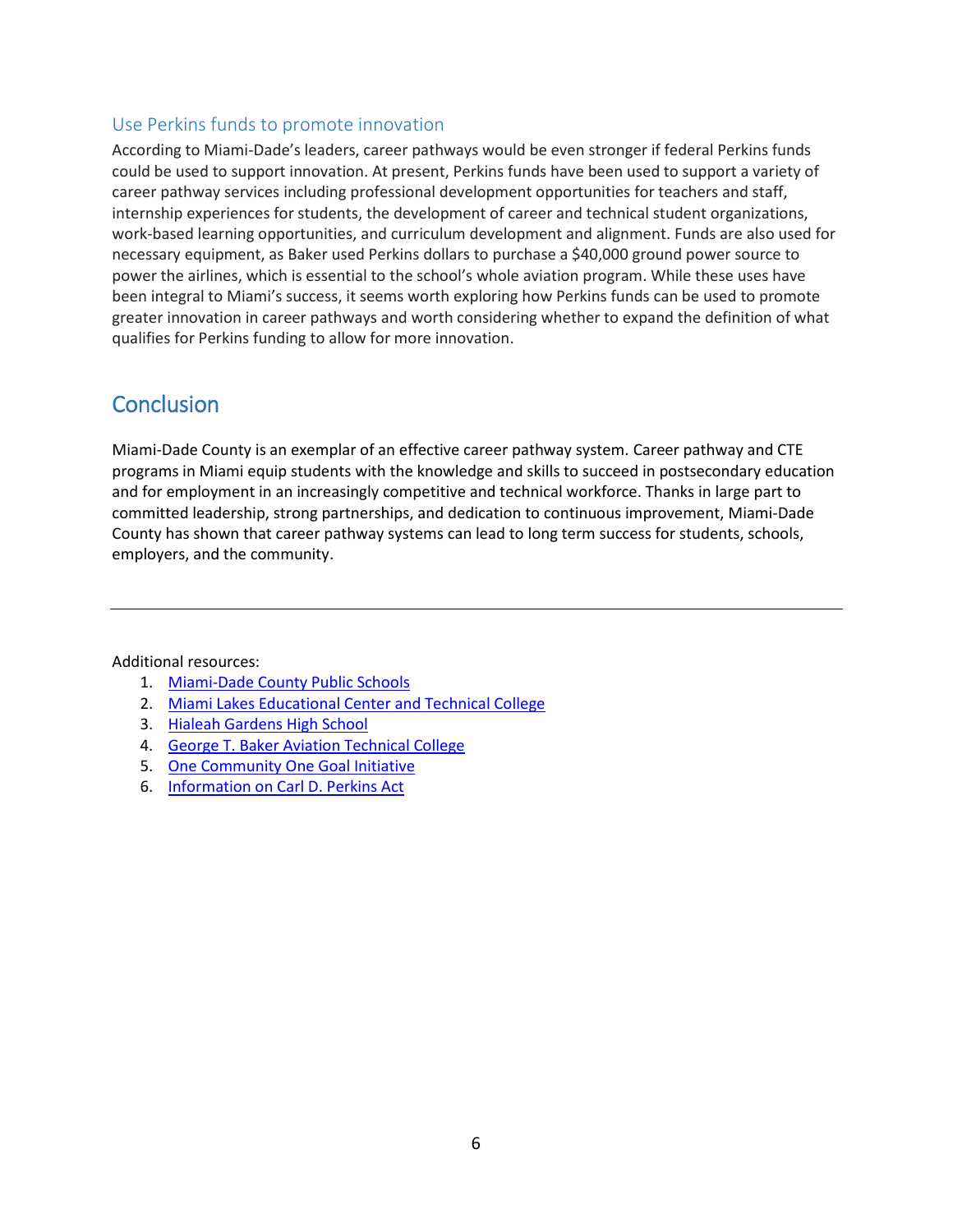### Use Perkins funds to promote innovation

According to Miami-Dade's leaders, career pathways would be even stronger if federal Perkins funds could be used to support innovation. At present, Perkins funds have been used to support a variety of career pathway services including professional development opportunities for teachers and staff, internship experiences for students, the development of career and technical student organizations, work-based learning opportunities, and curriculum development and alignment. Funds are also used for necessary equipment, as Baker used Perkins dollars to purchase a $40,000 ground power source to power the airlines, which is essential to the school's whole aviation program. While these uses have been integral to Miami's success, it seems worth exploring how Perkins funds can be used to promote greater innovation in career pathways and worth considering whether to expand the definition of what qualifies for Perkins funding to allow for more innovation.

## Conclusion

Miami-Dade County is an exemplar of an effective career pathway system. Career pathway and CTE programs in Miami equip students with the knowledge and skills to succeed in postsecondary education and for employment in an increasingly competitive and technical workforce. Thanks in large part to committed leadership, strong partnerships, and dedication to continuous improvement, Miami-Dade County has shown that career pathway systems can lead to long term success for students, schools, employers, and the community.

---

Additional resources:

1. Miami-Dade County Public Schools
2. Miami Lakes Educational Center and Technical College
3. Hialeah Gardens High School
4. George T. Baker Aviation Technical College
5. One Community One Goal Initiative
6. Information on Carl D. Perkins Act